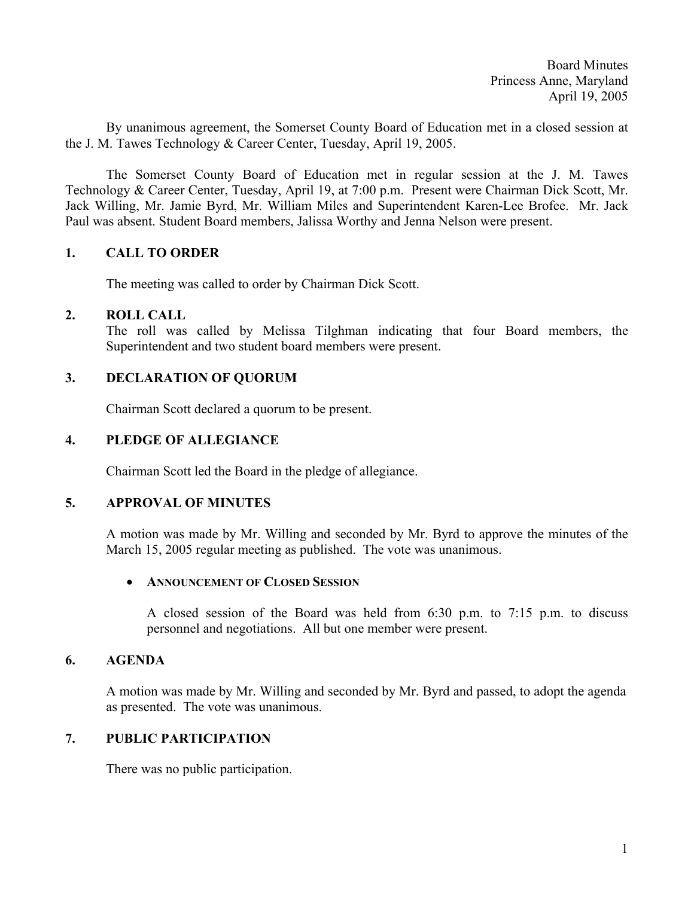Board Minutes
Princess Anne, Maryland
April 19, 2005

By unanimous agreement, the Somerset County Board of Education met in a closed session at the J. M. Tawes Technology & Career Center, Tuesday, April 19, 2005.

The Somerset County Board of Education met in regular session at the J. M. Tawes Technology & Career Center, Tuesday, April 19, at 7:00 p.m. Present were Chairman Dick Scott, Mr. Jack Willing, Mr. Jamie Byrd, Mr. William Miles and Superintendent Karen-Lee Brofee. Mr. Jack Paul was absent. Student Board members, Jalissa Worthy and Jenna Nelson were present.

## 1. CALL TO ORDER

The meeting was called to order by Chairman Dick Scott.

## 2. ROLL CALL

The roll was called by Melissa Tilghman indicating that four Board members, the Superintendent and two student board members were present.

## 3. DECLARATION OF QUORUM

Chairman Scott declared a quorum to be present.

## 4. PLEDGE OF ALLEGIANCE

Chairman Scott led the Board in the pledge of allegiance.

## 5. APPROVAL OF MINUTES

A motion was made by Mr. Willing and seconded by Mr. Byrd to approve the minutes of the March 15, 2005 regular meeting as published. The vote was unanimous.

- **ANNOUNCEMENT OF CLOSED SESSION**

  A closed session of the Board was held from 6:30 p.m. to 7:15 p.m. to discuss personnel and negotiations. All but one member were present.

## 6. AGENDA

A motion was made by Mr. Willing and seconded by Mr. Byrd and passed, to adopt the agenda as presented. The vote was unanimous.

## 7. PUBLIC PARTICIPATION

There was no public participation.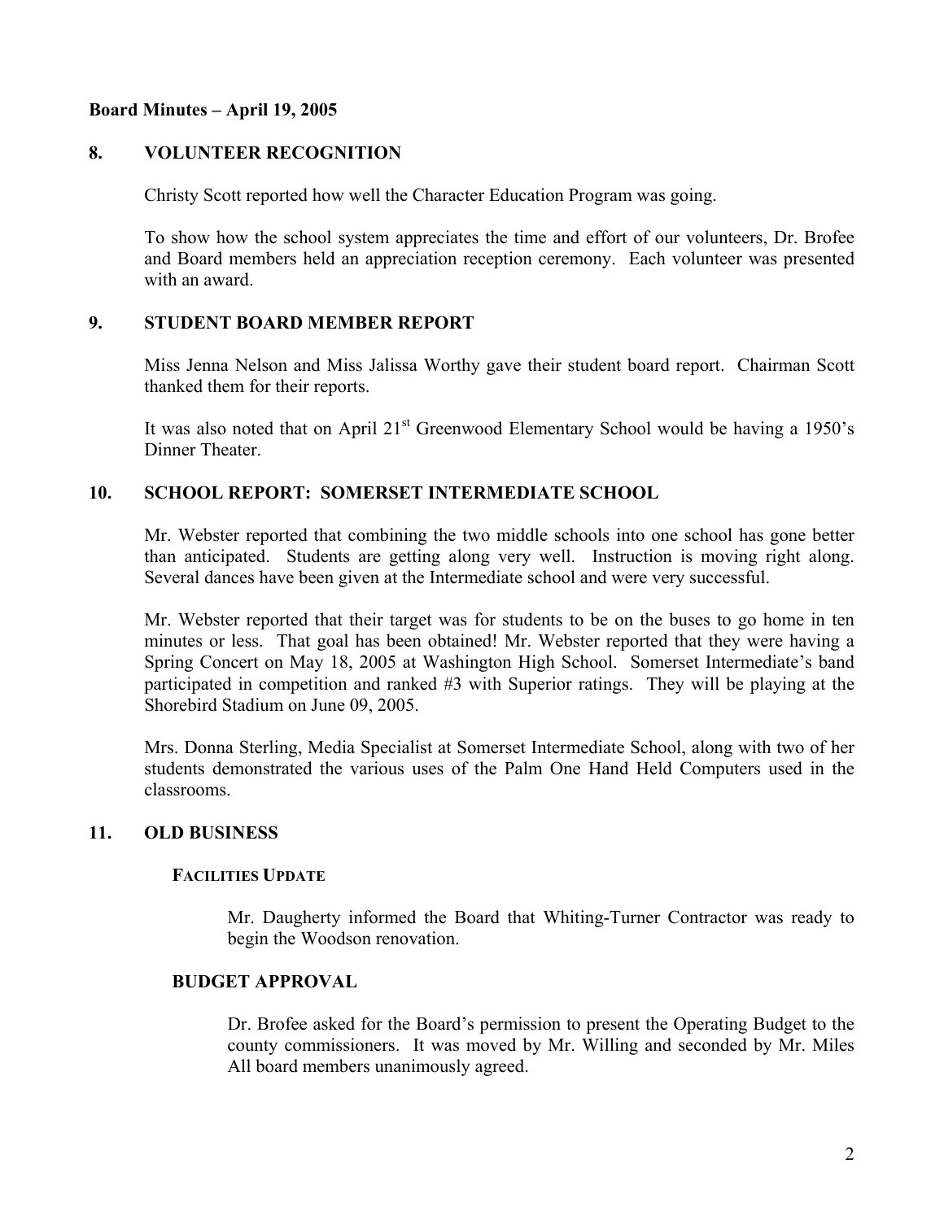**Board Minutes – April 19, 2005**

## 8. VOLUNTEER RECOGNITION

Christy Scott reported how well the Character Education Program was going.

To show how the school system appreciates the time and effort of our volunteers, Dr. Brofee and Board members held an appreciation reception ceremony. Each volunteer was presented with an award.

## 9. STUDENT BOARD MEMBER REPORT

Miss Jenna Nelson and Miss Jalissa Worthy gave their student board report. Chairman Scott thanked them for their reports.

It was also noted that on April 21st Greenwood Elementary School would be having a 1950's Dinner Theater.

## 10. SCHOOL REPORT: SOMERSET INTERMEDIATE SCHOOL

Mr. Webster reported that combining the two middle schools into one school has gone better than anticipated. Students are getting along very well. Instruction is moving right along. Several dances have been given at the Intermediate school and were very successful.

Mr. Webster reported that their target was for students to be on the buses to go home in ten minutes or less. That goal has been obtained! Mr. Webster reported that they were having a Spring Concert on May 18, 2005 at Washington High School. Somerset Intermediate's band participated in competition and ranked #3 with Superior ratings. They will be playing at the Shorebird Stadium on June 09, 2005.

Mrs. Donna Sterling, Media Specialist at Somerset Intermediate School, along with two of her students demonstrated the various uses of the Palm One Hand Held Computers used in the classrooms.

## 11. OLD BUSINESS

### FACILITIES UPDATE

Mr. Daugherty informed the Board that Whiting-Turner Contractor was ready to begin the Woodson renovation.

### BUDGET APPROVAL

Dr. Brofee asked for the Board's permission to present the Operating Budget to the county commissioners. It was moved by Mr. Willing and seconded by Mr. Miles All board members unanimously agreed.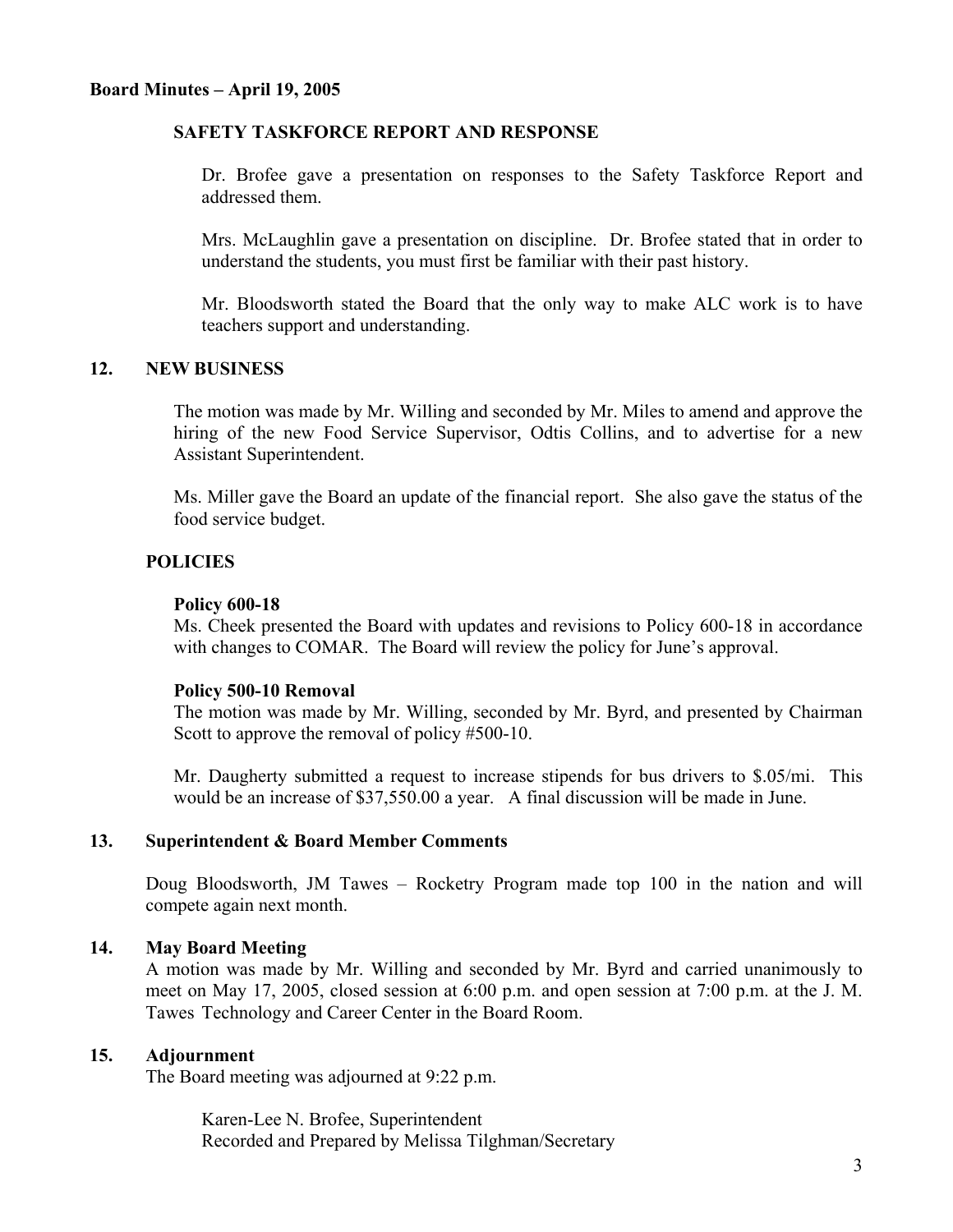**Board Minutes – April 19, 2005**

### SAFETY TASKFORCE REPORT AND RESPONSE

Dr. Brofee gave a presentation on responses to the Safety Taskforce Report and addressed them.

Mrs. McLaughlin gave a presentation on discipline. Dr. Brofee stated that in order to understand the students, you must first be familiar with their past history.

Mr. Bloodsworth stated the Board that the only way to make ALC work is to have teachers support and understanding.

## 12. NEW BUSINESS

The motion was made by Mr. Willing and seconded by Mr. Miles to amend and approve the hiring of the new Food Service Supervisor, Odtis Collins, and to advertise for a new Assistant Superintendent.

Ms. Miller gave the Board an update of the financial report. She also gave the status of the food service budget.

### POLICIES

**Policy 600-18**
Ms. Cheek presented the Board with updates and revisions to Policy 600-18 in accordance with changes to COMAR. The Board will review the policy for June's approval.

**Policy 500-10 Removal**
The motion was made by Mr. Willing, seconded by Mr. Byrd, and presented by Chairman Scott to approve the removal of policy #500-10.

Mr. Daugherty submitted a request to increase stipends for bus drivers to $.05/mi. This would be an increase of $37,550.00 a year. A final discussion will be made in June.

## 13. Superintendent & Board Member Comments

Doug Bloodsworth, JM Tawes – Rocketry Program made top 100 in the nation and will compete again next month.

## 14. May Board Meeting

A motion was made by Mr. Willing and seconded by Mr. Byrd and carried unanimously to meet on May 17, 2005, closed session at 6:00 p.m. and open session at 7:00 p.m. at the J. M. Tawes Technology and Career Center in the Board Room.

## 15. Adjournment

The Board meeting was adjourned at 9:22 p.m.

Karen-Lee N. Brofee, Superintendent
Recorded and Prepared by Melissa Tilghman/Secretary